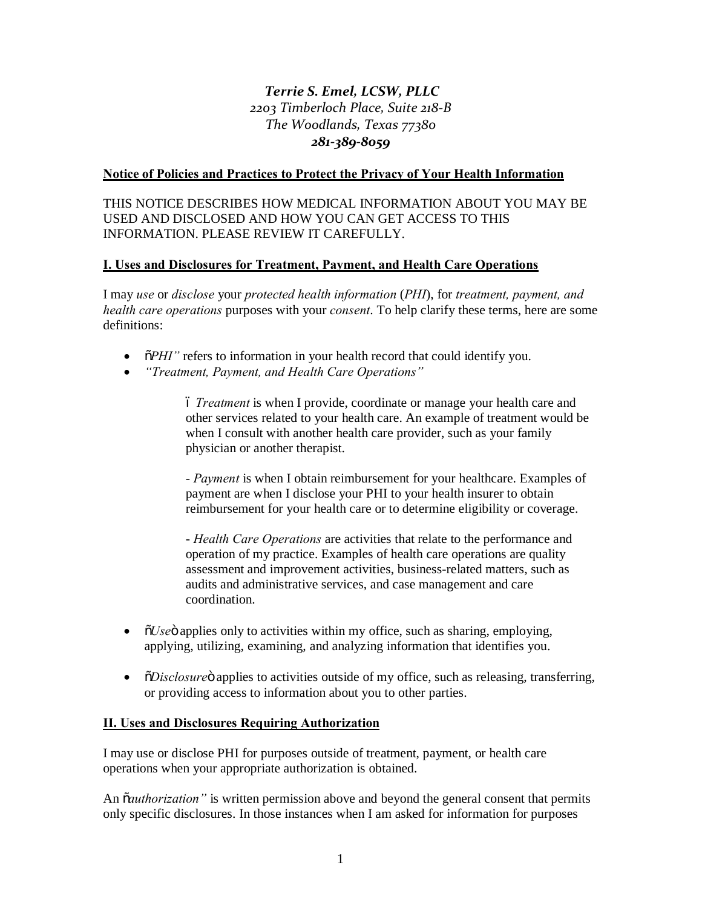***Terrie S. Emel, LCSW, PLLC***
*2203 Timberloch Place, Suite 218-B*
*The Woodlands, Texas 77380*
***281-389-8059***

**Notice of Policies and Practices to Protect the Privacy of Your Health Information**

THIS NOTICE DESCRIBES HOW MEDICAL INFORMATION ABOUT YOU MAY BE USED AND DISCLOSED AND HOW YOU CAN GET ACCESS TO THIS INFORMATION. PLEASE REVIEW IT CAREFULLY.

**I. Uses and Disclosures for Treatment, Payment, and Health Care Operations**

I may *use* or *disclose* your *protected health information* (*PHI*), for *treatment, payment, and health care operations* purposes with your *consent*. To help clarify these terms, here are some definitions:

- "*PHI"* refers to information in your health record that could identify you.
- *"Treatment, Payment, and Health Care Operations"*

  - *Treatment* is when I provide, coordinate or manage your health care and other services related to your health care. An example of treatment would be when I consult with another health care provider, such as your family physician or another therapist.

  - *Payment* is when I obtain reimbursement for your healthcare. Examples of payment are when I disclose your PHI to your health insurer to obtain reimbursement for your health care or to determine eligibility or coverage.

  - *Health Care Operations* are activities that relate to the performance and operation of my practice. Examples of health care operations are quality assessment and improvement activities, business-related matters, such as audits and administrative services, and case management and care coordination.

- "*Use*" applies only to activities within my office, such as sharing, employing, applying, utilizing, examining, and analyzing information that identifies you.

- "*Disclosure*" applies to activities outside of my office, such as releasing, transferring, or providing access to information about you to other parties.

**II. Uses and Disclosures Requiring Authorization**

I may use or disclose PHI for purposes outside of treatment, payment, or health care operations when your appropriate authorization is obtained.

An "*authorization"* is written permission above and beyond the general consent that permits only specific disclosures. In those instances when I am asked for information for purposes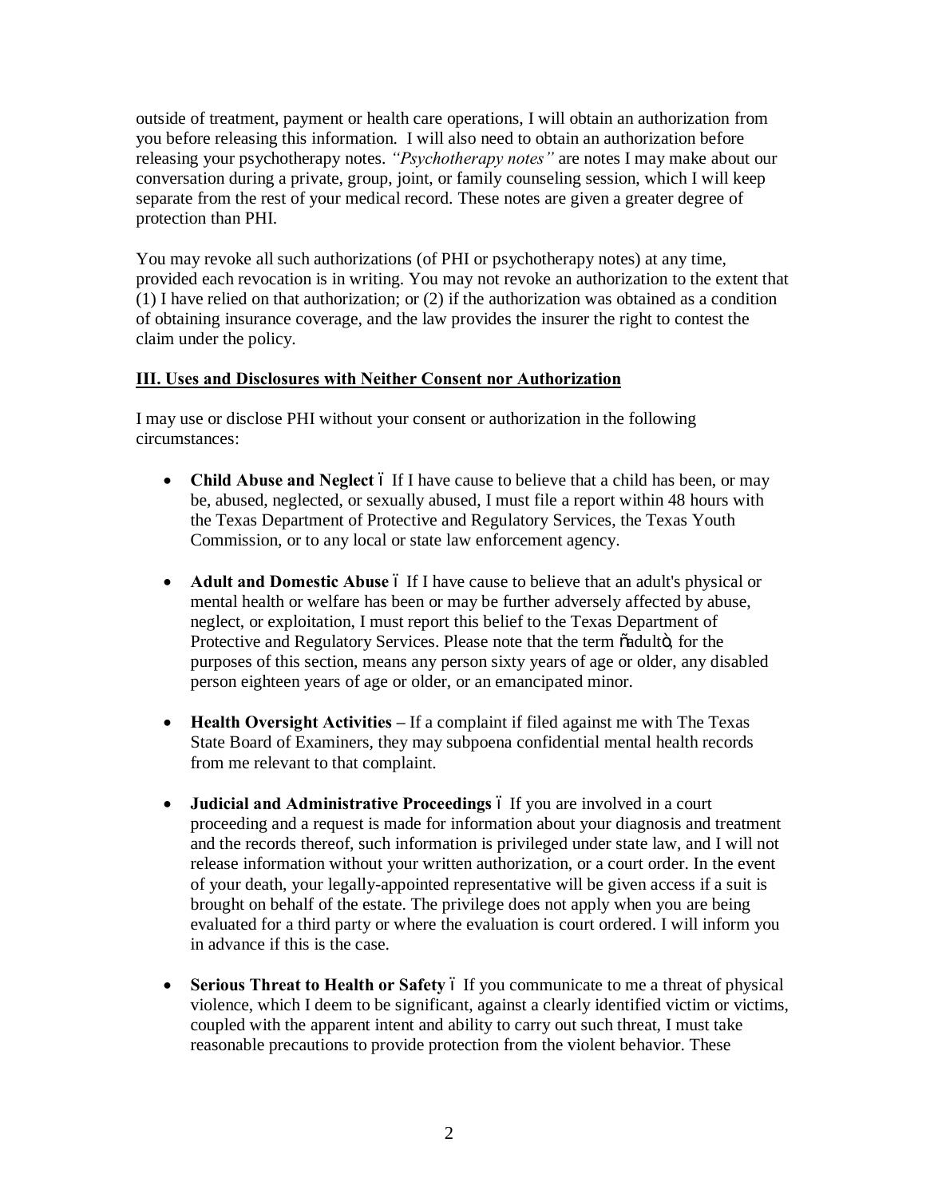outside of treatment, payment or health care operations, I will obtain an authorization from you before releasing this information. I will also need to obtain an authorization before releasing your psychotherapy notes. *"Psychotherapy notes"* are notes I may make about our conversation during a private, group, joint, or family counseling session, which I will keep separate from the rest of your medical record. These notes are given a greater degree of protection than PHI.

You may revoke all such authorizations (of PHI or psychotherapy notes) at any time, provided each revocation is in writing. You may not revoke an authorization to the extent that (1) I have relied on that authorization; or (2) if the authorization was obtained as a condition of obtaining insurance coverage, and the law provides the insurer the right to contest the claim under the policy.

**III. Uses and Disclosures with Neither Consent nor Authorization**

I may use or disclose PHI without your consent or authorization in the following circumstances:

- **Child Abuse and Neglect** – If I have cause to believe that a child has been, or may be, abused, neglected, or sexually abused, I must file a report within 48 hours with the Texas Department of Protective and Regulatory Services, the Texas Youth Commission, or to any local or state law enforcement agency.

- **Adult and Domestic Abuse** – If I have cause to believe that an adult's physical or mental health or welfare has been or may be further adversely affected by abuse, neglect, or exploitation, I must report this belief to the Texas Department of Protective and Regulatory Services. Please note that the term "adult", for the purposes of this section, means any person sixty years of age or older, any disabled person eighteen years of age or older, or an emancipated minor.

- **Health Oversight Activities** – If a complaint if filed against me with The Texas State Board of Examiners, they may subpoena confidential mental health records from me relevant to that complaint.

- **Judicial and Administrative Proceedings** – If you are involved in a court proceeding and a request is made for information about your diagnosis and treatment and the records thereof, such information is privileged under state law, and I will not release information without your written authorization, or a court order. In the event of your death, your legally-appointed representative will be given access if a suit is brought on behalf of the estate. The privilege does not apply when you are being evaluated for a third party or where the evaluation is court ordered. I will inform you in advance if this is the case.

- **Serious Threat to Health or Safety** – If you communicate to me a threat of physical violence, which I deem to be significant, against a clearly identified victim or victims, coupled with the apparent intent and ability to carry out such threat, I must take reasonable precautions to provide protection from the violent behavior. These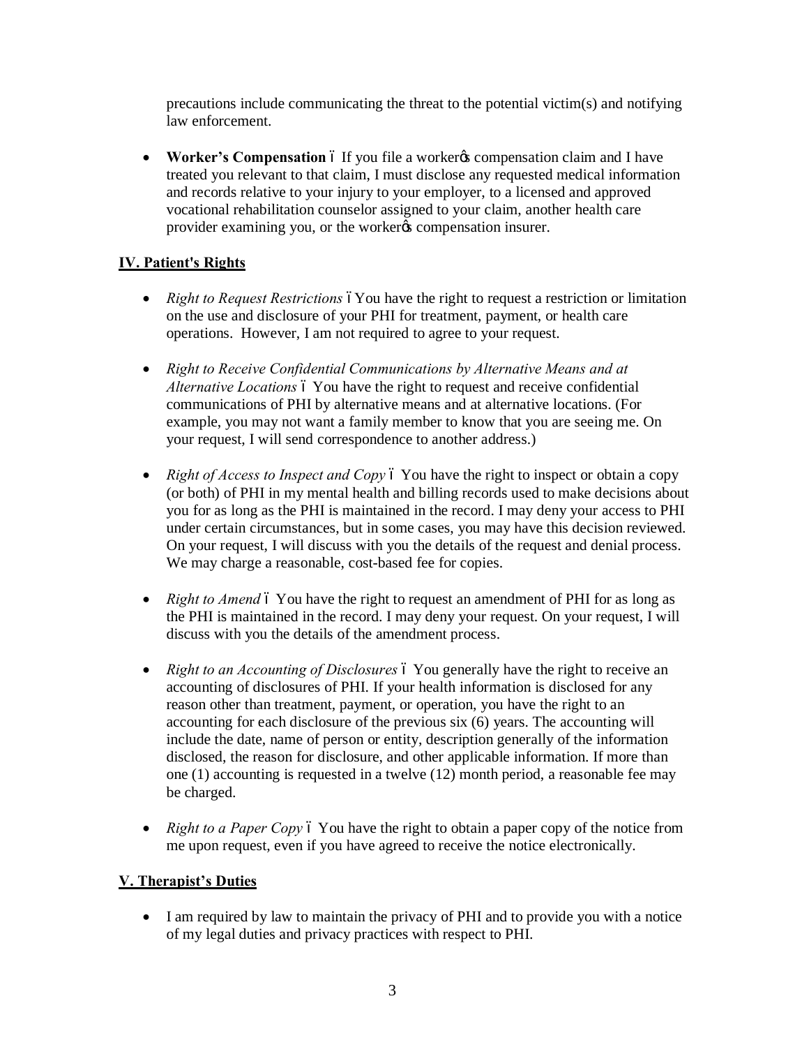precautions include communicating the threat to the potential victim(s) and notifying law enforcement.

- **Worker's Compensation** – If you file a worker's compensation claim and I have treated you relevant to that claim, I must disclose any requested medical information and records relative to your injury to your employer, to a licensed and approved vocational rehabilitation counselor assigned to your claim, another health care provider examining you, or the worker's compensation insurer.

## IV. Patient's Rights

- *Right to Request Restrictions* – You have the right to request a restriction or limitation on the use and disclosure of your PHI for treatment, payment, or health care operations. However, I am not required to agree to your request.

- *Right to Receive Confidential Communications by Alternative Means and at Alternative Locations* – You have the right to request and receive confidential communications of PHI by alternative means and at alternative locations. (For example, you may not want a family member to know that you are seeing me. On your request, I will send correspondence to another address.)

- *Right of Access to Inspect and Copy* – You have the right to inspect or obtain a copy (or both) of PHI in my mental health and billing records used to make decisions about you for as long as the PHI is maintained in the record. I may deny your access to PHI under certain circumstances, but in some cases, you may have this decision reviewed. On your request, I will discuss with you the details of the request and denial process. We may charge a reasonable, cost-based fee for copies.

- *Right to Amend* – You have the right to request an amendment of PHI for as long as the PHI is maintained in the record. I may deny your request. On your request, I will discuss with you the details of the amendment process.

- *Right to an Accounting of Disclosures* – You generally have the right to receive an accounting of disclosures of PHI. If your health information is disclosed for any reason other than treatment, payment, or operation, you have the right to an accounting for each disclosure of the previous six (6) years. The accounting will include the date, name of person or entity, description generally of the information disclosed, the reason for disclosure, and other applicable information. If more than one (1) accounting is requested in a twelve (12) month period, a reasonable fee may be charged.

- *Right to a Paper Copy* – You have the right to obtain a paper copy of the notice from me upon request, even if you have agreed to receive the notice electronically.

## V. Therapist's Duties

- I am required by law to maintain the privacy of PHI and to provide you with a notice of my legal duties and privacy practices with respect to PHI.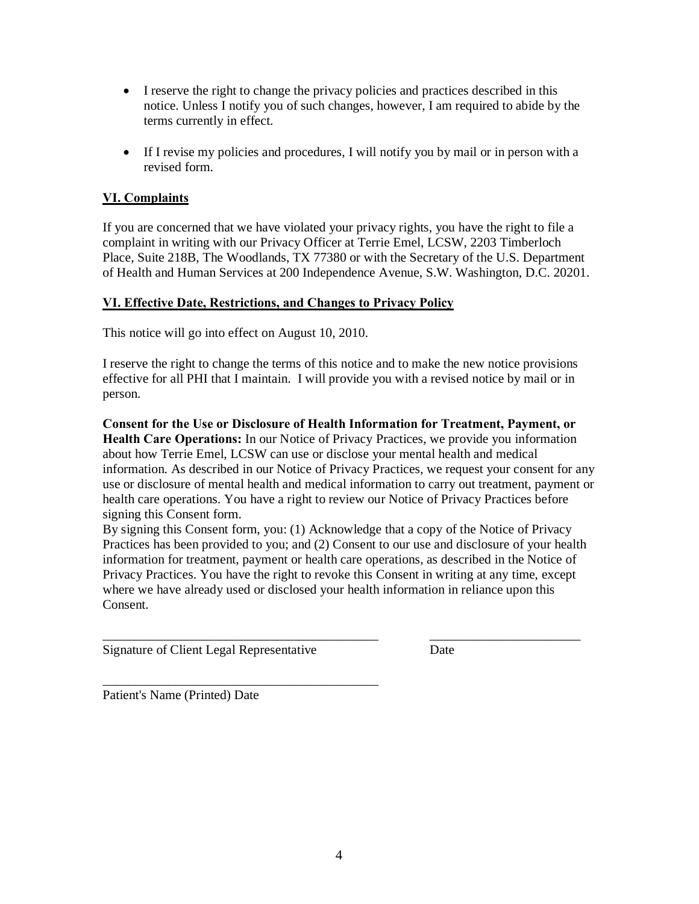- I reserve the right to change the privacy policies and practices described in this notice. Unless I notify you of such changes, however, I am required to abide by the terms currently in effect.
- If I revise my policies and procedures, I will notify you by mail or in person with a revised form.

## VI. Complaints

If you are concerned that we have violated your privacy rights, you have the right to file a complaint in writing with our Privacy Officer at Terrie Emel, LCSW, 2203 Timberloch Place, Suite 218B, The Woodlands, TX 77380 or with the Secretary of the U.S. Department of Health and Human Services at 200 Independence Avenue, S.W. Washington, D.C. 20201.

## VI. Effective Date, Restrictions, and Changes to Privacy Policy

This notice will go into effect on August 10, 2010.

I reserve the right to change the terms of this notice and to make the new notice provisions effective for all PHI that I maintain. I will provide you with a revised notice by mail or in person.

**Consent for the Use or Disclosure of Health Information for Treatment, Payment, or Health Care Operations:** In our Notice of Privacy Practices, we provide you information about how Terrie Emel, LCSW can use or disclose your mental health and medical information. As described in our Notice of Privacy Practices, we request your consent for any use or disclosure of mental health and medical information to carry out treatment, payment or health care operations. You have a right to review our Notice of Privacy Practices before signing this Consent form.

By signing this Consent form, you: (1) Acknowledge that a copy of the Notice of Privacy Practices has been provided to you; and (2) Consent to our use and disclosure of your health information for treatment, payment or health care operations, as described in the Notice of Privacy Practices. You have the right to revoke this Consent in writing at any time, except where we have already used or disclosed your health information in reliance upon this Consent.

\_\_\_\_\_\_\_\_\_\_\_\_\_\_\_\_\_\_\_\_\_\_\_\_\_\_\_\_\_\_\_\_\_\_\_\_\_\_\_\_\_\_ \_\_\_\_\_\_\_\_\_\_\_\_\_\_\_\_\_\_\_\_\_\_\_

Signature of Client Legal Representative Date

\_\_\_\_\_\_\_\_\_\_\_\_\_\_\_\_\_\_\_\_\_\_\_\_\_\_\_\_\_\_\_\_\_\_\_\_\_\_\_\_\_\_

Patient's Name (Printed) Date